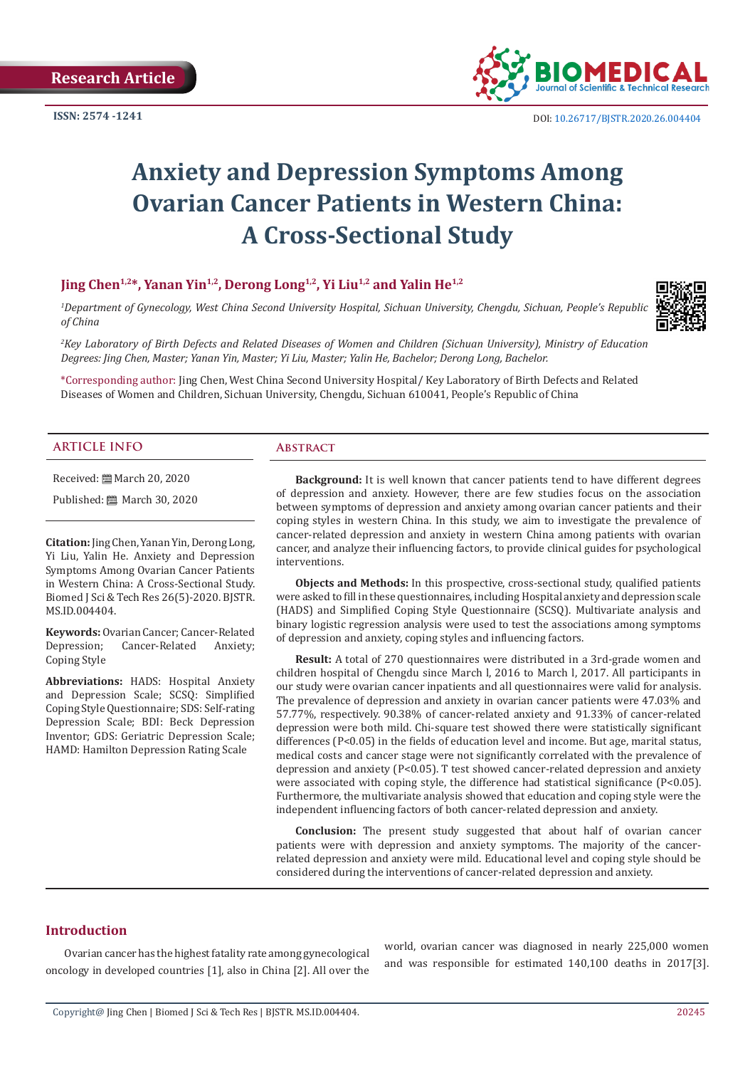Research Article

ISSN: 2574 -1241

DOI: 10.26717/BJSTR.2020.26.004404

# Anxiety and Depression Symptoms Among Ovarian Cancer Patients in Western China: A Cross-Sectional Study

**Jing Chen[1,2]*, Yanan Yin[1,2], Derong Long[1,2], Yi Liu[1,2] and Yalin He[1,2]**

*[1]Department of Gynecology, West China Second University Hospital, Sichuan University, Chengdu, Sichuan, People's Republic of China*

*[2]Key Laboratory of Birth Defects and Related Diseases of Women and Children (Sichuan University), Ministry of Education Degrees: Jing Chen, Master; Yanan Yin, Master; Yi Liu, Master; Yalin He, Bachelor; Derong Long, Bachelor.*

*Corresponding author: Jing Chen, West China Second University Hospital/ Key Laboratory of Birth Defects and Related Diseases of Women and Children, Sichuan University, Chengdu, Sichuan 610041, People's Republic of China

## ARTICLE INFO

Received: March 20, 2020

Published: March 30, 2020

**Citation:** Jing Chen, Yanan Yin, Derong Long, Yi Liu, Yalin He. Anxiety and Depression Symptoms Among Ovarian Cancer Patients in Western China: A Cross-Sectional Study. Biomed J Sci & Tech Res 26(5)-2020. BJSTR. MS.ID.004404.

**Keywords:** Ovarian Cancer; Cancer-Related Depression; Cancer-Related Anxiety; Coping Style

**Abbreviations:** HADS: Hospital Anxiety and Depression Scale; SCSQ: Simplified Coping Style Questionnaire; SDS: Self-rating Depression Scale; BDI: Beck Depression Inventor; GDS: Geriatric Depression Scale; HAMD: Hamilton Depression Rating Scale

## Abstract

**Background:** It is well known that cancer patients tend to have different degrees of depression and anxiety. However, there are few studies focus on the association between symptoms of depression and anxiety among ovarian cancer patients and their coping styles in western China. In this study, we aim to investigate the prevalence of cancer-related depression and anxiety in western China among patients with ovarian cancer, and analyze their influencing factors, to provide clinical guides for psychological interventions.

**Objects and Methods:** In this prospective, cross-sectional study, qualified patients were asked to fill in these questionnaires, including Hospital anxiety and depression scale (HADS) and Simplified Coping Style Questionnaire (SCSQ). Multivariate analysis and binary logistic regression analysis were used to test the associations among symptoms of depression and anxiety, coping styles and influencing factors.

**Result:** A total of 270 questionnaires were distributed in a 3rd-grade women and children hospital of Chengdu since March l, 2016 to March l, 2017. All participants in our study were ovarian cancer inpatients and all questionnaires were valid for analysis. The prevalence of depression and anxiety in ovarian cancer patients were 47.03% and 57.77%, respectively. 90.38% of cancer-related anxiety and 91.33% of cancer-related depression were both mild. Chi-square test showed there were statistically significant differences ($P<0.05$) in the fields of education level and income. But age, marital status, medical costs and cancer stage were not significantly correlated with the prevalence of depression and anxiety ($P<0.05$). T test showed cancer-related depression and anxiety were associated with coping style, the difference had statistical significance ($P<0.05$). Furthermore, the multivariate analysis showed that education and coping style were the independent influencing factors of both cancer-related depression and anxiety.

**Conclusion:** The present study suggested that about half of ovarian cancer patients were with depression and anxiety symptoms. The majority of the cancer-related depression and anxiety were mild. Educational level and coping style should be considered during the interventions of cancer-related depression and anxiety.

## Introduction

Ovarian cancer has the highest fatality rate among gynecological oncology in developed countries [1], also in China [2]. All over the world, ovarian cancer was diagnosed in nearly 225,000 women and was responsible for estimated 140,100 deaths in 2017[3].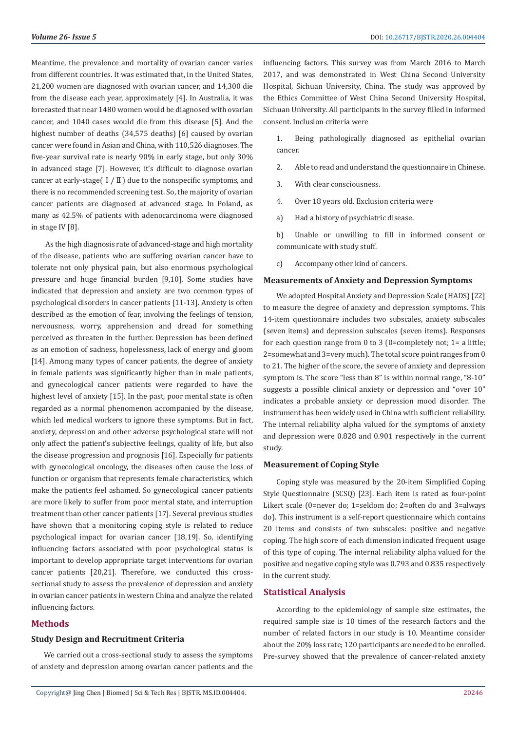Meantime, the prevalence and mortality of ovarian cancer varies from different countries. It was estimated that, in the United States, 21,200 women are diagnosed with ovarian cancer, and 14,300 die from the disease each year, approximately [4]. In Australia, it was forecasted that near 1480 women would be diagnosed with ovarian cancer, and 1040 cases would die from this disease [5]. And the highest number of deaths (34,575 deaths) [6] caused by ovarian cancer were found in Asian and China, with 110,526 diagnoses. The five-year survival rate is nearly 90% in early stage, but only 30% in advanced stage [7]. However, it's difficult to diagnose ovarian cancer at early-stage(Ⅰ/Ⅱ) due to the nonspecific symptoms, and there is no recommended screening test. So, the majority of ovarian cancer patients are diagnosed at advanced stage. In Poland, as many as 42.5% of patients with adenocarcinoma were diagnosed in stage IV [8].

As the high diagnosis rate of advanced-stage and high mortality of the disease, patients who are suffering ovarian cancer have to tolerate not only physical pain, but also enormous psychological pressure and huge financial burden [9,10]. Some studies have indicated that depression and anxiety are two common types of psychological disorders in cancer patients [11-13]. Anxiety is often described as the emotion of fear, involving the feelings of tension, nervousness, worry, apprehension and dread for something perceived as threaten in the further. Depression has been defined as an emotion of sadness, hopelessness, lack of energy and gloom [14]. Among many types of cancer patients, the degree of anxiety in female patients was significantly higher than in male patients, and gynecological cancer patients were regarded to have the highest level of anxiety [15]. In the past, poor mental state is often regarded as a normal phenomenon accompanied by the disease, which led medical workers to ignore these symptoms. But in fact, anxiety, depression and other adverse psychological state will not only affect the patient's subjective feelings, quality of life, but also the disease progression and prognosis [16]. Especially for patients with gynecological oncology, the diseases often cause the loss of function or organism that represents female characteristics, which make the patients feel ashamed. So gynecological cancer patients are more likely to suffer from poor mental state, and interruption treatment than other cancer patients [17]. Several previous studies have shown that a monitoring coping style is related to reduce psychological impact for ovarian cancer [18,19]. So, identifying influencing factors associated with poor psychological status is important to develop appropriate target interventions for ovarian cancer patients [20,21]. Therefore, we conducted this cross-sectional study to assess the prevalence of depression and anxiety in ovarian cancer patients in western China and analyze the related influencing factors.

## Methods

### Study Design and Recruitment Criteria

We carried out a cross-sectional study to assess the symptoms of anxiety and depression among ovarian cancer patients and the influencing factors. This survey was from March 2016 to March 2017, and was demonstrated in West China Second University Hospital, Sichuan University, China. The study was approved by the Ethics Committee of West China Second University Hospital, Sichuan University. All participants in the survey filled in informed consent. Inclusion criteria were

1. Being pathologically diagnosed as epithelial ovarian cancer.
2. Able to read and understand the questionnaire in Chinese.
3. With clear consciousness.
4. Over 18 years old. Exclusion criteria were

a) Had a history of psychiatric disease.

b) Unable or unwilling to fill in informed consent or communicate with study stuff.

c) Accompany other kind of cancers.

### Measurements of Anxiety and Depression Symptoms

We adopted Hospital Anxiety and Depression Scale (HADS) [22] to measure the degree of anxiety and depression symptoms. This 14-item questionnaire includes two subscales, anxiety subscales (seven items) and depression subscales (seven items). Responses for each question range from 0 to 3 (0=completely not; 1= a little; 2=somewhat and 3=very much). The total score point ranges from 0 to 21. The higher of the score, the severe of anxiety and depression symptom is. The score "less than 8" is within normal range, "8-10" suggests a possible clinical anxiety or depression and "over 10" indicates a probable anxiety or depression mood disorder. The instrument has been widely used in China with sufficient reliability. The internal reliability alpha valued for the symptoms of anxiety and depression were 0.828 and 0.901 respectively in the current study.

### Measurement of Coping Style

Coping style was measured by the 20-item Simplified Coping Style Questionnaire (SCSQ) [23]. Each item is rated as four-point Likert scale (0=never do; 1=seldom do; 2=often do and 3=always do). This instrument is a self-report questionnaire which contains 20 items and consists of two subscales: positive and negative coping. The high score of each dimension indicated frequent usage of this type of coping. The internal reliability alpha valued for the positive and negative coping style was 0.793 and 0.835 respectively in the current study.

## Statistical Analysis

According to the epidemiology of sample size estimates, the required sample size is 10 times of the research factors and the number of related factors in our study is 10. Meantime consider about the 20% loss rate; 120 participants are needed to be enrolled. Pre-survey showed that the prevalence of cancer-related anxiety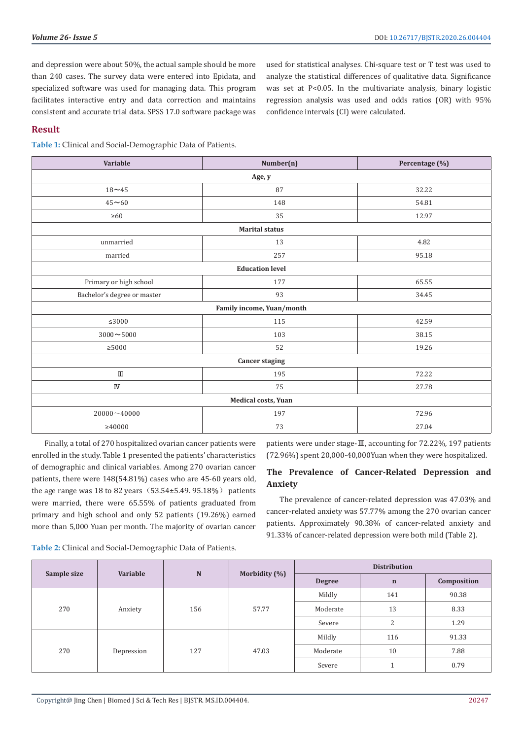and depression were about 50%, the actual sample should be more than 240 cases. The survey data were entered into Epidata, and specialized software was used for managing data. This program facilitates interactive entry and data correction and maintains consistent and accurate trial data. SPSS 17.0 software package was used for statistical analyses. Chi-square test or T test was used to analyze the statistical differences of qualitative data. Significance was set at P<0.05. In the multivariate analysis, binary logistic regression analysis was used and odds ratios (OR) with 95% confidence intervals (CI) were calculated.

## Result

**Table 1:** Clinical and Social-Demographic Data of Patients.

| Variable | Number(n) | Percentage (%) |
|---|---|---|
| **Age, y** | | |
| 18～45 | 87 | 32.22 |
| 45～60 | 148 | 54.81 |
| ≥60 | 35 | 12.97 |
| **Marital status** | | |
| unmarried | 13 | 4.82 |
| married | 257 | 95.18 |
| **Education level** | | |
| Primary or high school | 177 | 65.55 |
| Bachelor's degree or master | 93 | 34.45 |
| **Family income, Yuan/month** | | |
| ≤3000 | 115 | 42.59 |
| 3000～5000 | 103 | 38.15 |
| ≥5000 | 52 | 19.26 |
| **Cancer staging** | | |
| Ⅲ | 195 | 72.22 |
| Ⅳ | 75 | 27.78 |
| **Medical costs, Yuan** | | |
| 20000～40000 | 197 | 72.96 |
| ≥40000 | 73 | 27.04 |

Finally, a total of 270 hospitalized ovarian cancer patients were enrolled in the study. Table 1 presented the patients' characteristics of demographic and clinical variables. Among 270 ovarian cancer patients, there were 148(54.81%) cases who are 45-60 years old, the age range was 18 to 82 years（53.54±5.49. 95.18%）patients were married, there were 65.55% of patients graduated from primary and high school and only 52 patients (19.26%) earned more than 5,000 Yuan per month. The majority of ovarian cancer patients were under stage-Ⅲ, accounting for 72.22%, 197 patients (72.96%) spent 20,000-40,000Yuan when they were hospitalized.

### The Prevalence of Cancer-Related Depression and Anxiety

The prevalence of cancer-related depression was 47.03% and cancer-related anxiety was 57.77% among the 270 ovarian cancer patients. Approximately 90.38% of cancer-related anxiety and 91.33% of cancer-related depression were both mild (Table 2).

**Table 2:** Clinical and Social-Demographic Data of Patients.

| Sample size | Variable | N | Morbidity (%) | Distribution | | |
|---|---|---|---|---|---|---|
| | | | | Degree | n | Composition |
| 270 | Anxiety | 156 | 57.77 | Mildly | 141 | 90.38 |
| | | | | Moderate | 13 | 8.33 |
| | | | | Severe | 2 | 1.29 |
| 270 | Depression | 127 | 47.03 | Mildly | 116 | 91.33 |
| | | | | Moderate | 10 | 7.88 |
| | | | | Severe | 1 | 0.79 |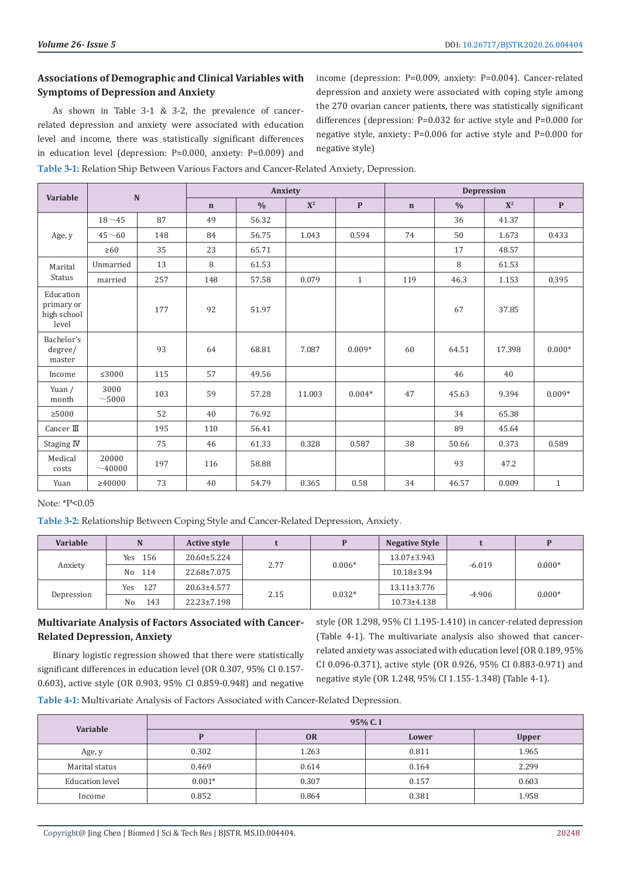## Associations of Demographic and Clinical Variables with Symptoms of Depression and Anxiety

As shown in Table 3-1 & 3-2, the prevalence of cancer-related depression and anxiety were associated with education level and income, there was statistically significant differences in education level (depression: P=0.000, anxiety: P=0.009) and income (depression: P=0.009, anxiety: P=0.004). Cancer-related depression and anxiety were associated with coping style among the 270 ovarian cancer patients, there was statistically significant differences (depression: P=0.032 for active style and P=0.000 for negative style, anxiety: P=0.006 for active style and P=0.000 for negative style)

**Table 3-1:** Relation Ship Between Various Factors and Cancer-Related Anxiety, Depression.

| Variable | N | | Anxiety | | | | Depression | | | |
|---|---|---|---|---|---|---|---|---|---|---|
| | | | n | % | $X^2$ | P | n | % | $X^2$ | P |
| Age, y | 18～45 | 87 | 49 | 56.32 | | | | 36 | 41.37 | |
| | 45～60 | 148 | 84 | 56.75 | 1.043 | 0.594 | 74 | 50 | 1.673 | 0.433 |
| | ≥60 | 35 | 23 | 65.71 | | | | 17 | 48.57 | |
| Marital Status | Unmarried | 13 | 8 | 61.53 | | | | 8 | 61.53 | |
| | married | 257 | 148 | 57.58 | 0.079 | 1 | 119 | 46.3 | 1.153 | 0.395 |
| Education primary or high school level | | 177 | 92 | 51.97 | | | | 67 | 37.85 | |
| Bachelor's degree/ master | | 93 | 64 | 68.81 | 7.087 | 0.009* | 60 | 64.51 | 17.398 | 0.000* |
| Income | ≤3000 | 115 | 57 | 49.56 | | | | 46 | 40 | |
| Yuan / month | 3000～5000 | 103 | 59 | 57.28 | 11.003 | 0.004* | 47 | 45.63 | 9.394 | 0.009* |
| ≥5000 | | 52 | 40 | 76.92 | | | | 34 | 65.38 | |
| Cancer Ⅲ | | 195 | 110 | 56.41 | | | | 89 | 45.64 | |
| Staging Ⅳ | | 75 | 46 | 61.33 | 0.328 | 0.587 | 38 | 50.66 | 0.373 | 0.589 |
| Medical costs | 20000～40000 | 197 | 116 | 58.88 | | | | 93 | 47.2 | |
| Yuan | ≥40000 | 73 | 40 | 54.79 | 0.365 | 0.58 | 34 | 46.57 | 0.009 | 1 |

Note: *P<0.05

**Table 3-2:** Relationship Between Coping Style and Cancer-Related Depression, Anxiety.

| Variable | N | Active style | t | P | Negative Style | t | P |
|---|---|---|---|---|---|---|---|
| Anxiety | Yes 156 | 20.60±5.224 | 2.77 | 0.006* | 13.07±3.943 | -6.019 | 0.000* |
| | No 114 | 22.68±7.075 | | | 10.18±3.94 | | |
| Depression | Yes 127 | 20.63±4.577 | 2.15 | 0.032* | 13.11±3.776 | -4.906 | 0.000* |
| | No 143 | 22.23±7.198 | | | 10.73±4.138 | | |

## Multivariate Analysis of Factors Associated with Cancer-Related Depression, Anxiety

Binary logistic regression showed that there were statistically significant differences in education level (OR 0.307, 95% CI 0.157-0.603), active style (OR 0.903, 95% CI 0.859-0.948) and negative style (OR 1.298, 95% CI 1.195-1.410) in cancer-related depression (Table 4-1). The multivariate analysis also showed that cancer-related anxiety was associated with education level (OR 0.189, 95% CI 0.096-0.371), active style (OR 0.926, 95% CI 0.883-0.971) and negative style (OR 1.248, 95% CI 1.155-1.348) (Table 4-1).

**Table 4-1:** Multivariate Analysis of Factors Associated with Cancer-Related Depression.

| Variable | 95% C. I | | | |
|---|---|---|---|---|
| | P | OR | Lower | Upper |
| Age, y | 0.302 | 1.263 | 0.811 | 1.965 |
| Marital status | 0.469 | 0.614 | 0.164 | 2.299 |
| Education level | 0.001* | 0.307 | 0.157 | 0.603 |
| Income | 0.852 | 0.864 | 0.381 | 1.958 |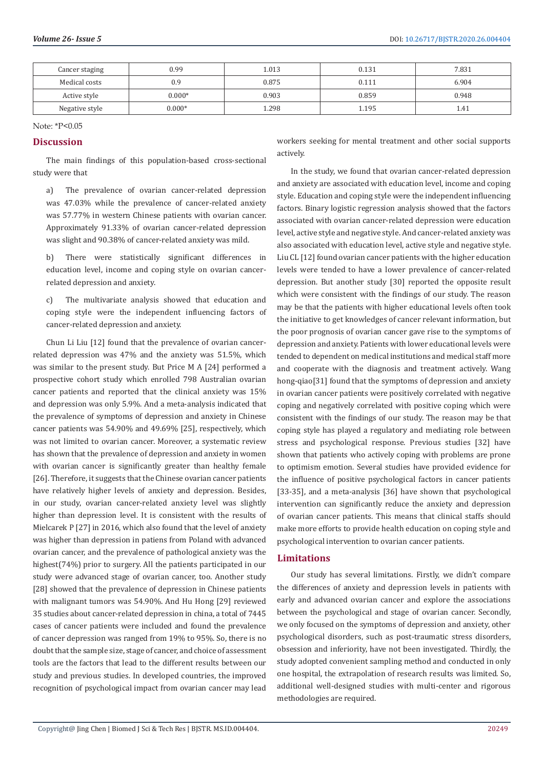| Cancer staging | 0.99 | 1.013 | 0.131 | 7.831 |
|---|---|---|---|---|
| Medical costs | 0.9 | 0.875 | 0.111 | 6.904 |
| Active style | 0.000* | 0.903 | 0.859 | 0.948 |
| Negative style | 0.000* | 1.298 | 1.195 | 1.41 |

Note: *P<0.05

## Discussion

The main findings of this population-based cross-sectional study were that

a) The prevalence of ovarian cancer-related depression was 47.03% while the prevalence of cancer-related anxiety was 57.77% in western Chinese patients with ovarian cancer. Approximately 91.33% of ovarian cancer-related depression was slight and 90.38% of cancer-related anxiety was mild.

b) There were statistically significant differences in education level, income and coping style on ovarian cancer-related depression and anxiety.

c) The multivariate analysis showed that education and coping style were the independent influencing factors of cancer-related depression and anxiety.

Chun Li Liu [12] found that the prevalence of ovarian cancer-related depression was 47% and the anxiety was 51.5%, which was similar to the present study. But Price M A [24] performed a prospective cohort study which enrolled 798 Australian ovarian cancer patients and reported that the clinical anxiety was 15% and depression was only 5.9%. And a meta-analysis indicated that the prevalence of symptoms of depression and anxiety in Chinese cancer patients was 54.90% and 49.69% [25], respectively, which was not limited to ovarian cancer. Moreover, a systematic review has shown that the prevalence of depression and anxiety in women with ovarian cancer is significantly greater than healthy female [26]. Therefore, it suggests that the Chinese ovarian cancer patients have relatively higher levels of anxiety and depression. Besides, in our study, ovarian cancer-related anxiety level was slightly higher than depression level. It is consistent with the results of Mielcarek P [27] in 2016, which also found that the level of anxiety was higher than depression in patiens from Poland with advanced ovarian cancer, and the prevalence of pathological anxiety was the highest(74%) prior to surgery. All the patients participated in our study were advanced stage of ovarian cancer, too. Another study [28] showed that the prevalence of depression in Chinese patients with malignant tumors was 54.90%. And Hu Hong [29] reviewed 35 studies about cancer-related depression in china, a total of 7445 cases of cancer patients were included and found the prevalence of cancer depression was ranged from 19% to 95%. So, there is no doubt that the sample size, stage of cancer, and choice of assessment tools are the factors that lead to the different results between our study and previous studies. In developed countries, the improved recognition of psychological impact from ovarian cancer may lead workers seeking for mental treatment and other social supports actively.

In the study, we found that ovarian cancer-related depression and anxiety are associated with education level, income and coping style. Education and coping style were the independent influencing factors. Binary logistic regression analysis showed that the factors associated with ovarian cancer-related depression were education level, active style and negative style. And cancer-related anxiety was also associated with education level, active style and negative style. Liu CL [12] found ovarian cancer patients with the higher education levels were tended to have a lower prevalence of cancer-related depression. But another study [30] reported the opposite result which were consistent with the findings of our study. The reason may be that the patients with higher educational levels often took the initiative to get knowledges of cancer relevant information, but the poor prognosis of ovarian cancer gave rise to the symptoms of depression and anxiety. Patients with lower educational levels were tended to dependent on medical institutions and medical staff more and cooperate with the diagnosis and treatment actively. Wang hong-qiao[31] found that the symptoms of depression and anxiety in ovarian cancer patients were positively correlated with negative coping and negatively correlated with positive coping which were consistent with the findings of our study. The reason may be that coping style has played a regulatory and mediating role between stress and psychological response. Previous studies [32] have shown that patients who actively coping with problems are prone to optimism emotion. Several studies have provided evidence for the influence of positive psychological factors in cancer patients [33-35], and a meta-analysis [36] have shown that psychological intervention can significantly reduce the anxiety and depression of ovarian cancer patients. This means that clinical staffs should make more efforts to provide health education on coping style and psychological intervention to ovarian cancer patients.

## Limitations

Our study has several limitations. Firstly, we didn't compare the differences of anxiety and depression levels in patients with early and advanced ovarian cancer and explore the associations between the psychological and stage of ovarian cancer. Secondly, we only focused on the symptoms of depression and anxiety, other psychological disorders, such as post-traumatic stress disorders, obsession and inferiority, have not been investigated. Thirdly, the study adopted convenient sampling method and conducted in only one hospital, the extrapolation of research results was limited. So, additional well-designed studies with multi-center and rigorous methodologies are required.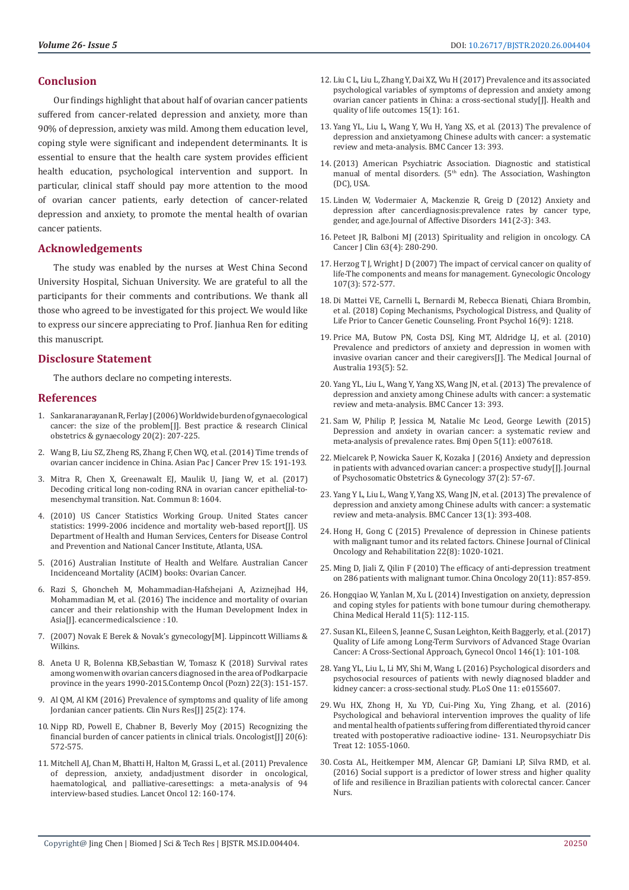## Conclusion

Our findings highlight that about half of ovarian cancer patients suffered from cancer-related depression and anxiety, more than 90% of depression, anxiety was mild. Among them education level, coping style were significant and independent determinants. It is essential to ensure that the health care system provides efficient health education, psychological intervention and support. In particular, clinical staff should pay more attention to the mood of ovarian cancer patients, early detection of cancer-related depression and anxiety, to promote the mental health of ovarian cancer patients.

## Acknowledgements

The study was enabled by the nurses at West China Second University Hospital, Sichuan University. We are grateful to all the participants for their comments and contributions. We thank all those who agreed to be investigated for this project. We would like to express our sincere appreciating to Prof. Jianhua Ren for editing this manuscript.

## Disclosure Statement

The authors declare no competing interests.

## References

1. Sankaranarayanan R, Ferlay J (2006) Worldwide burden of gynaecological cancer: the size of the problem[J]. Best practice & research Clinical obstetrics & gynaecology 20(2): 207-225.
2. Wang B, Liu SZ, Zheng RS, Zhang F, Chen WQ, et al. (2014) Time trends of ovarian cancer incidence in China. Asian Pac J Cancer Prev 15: 191-193.
3. Mitra R, Chen X, Greenawalt EJ, Maulik U, Jiang W, et al. (2017) Decoding critical long non-coding RNA in ovarian cancer epithelial-to-mesenchymal transition. Nat. Commun 8: 1604.
4. (2010) US Cancer Statistics Working Group. United States cancer statistics: 1999-2006 incidence and mortality web-based report[J]. US Department of Health and Human Services, Centers for Disease Control and Prevention and National Cancer Institute, Atlanta, USA.
5. (2016) Australian Institute of Health and Welfare. Australian Cancer Incidenceand Mortality (ACIM) books: Ovarian Cancer.
6. Razi S, Ghoncheh M, Mohammadian-Hafshejani A, Aziznejhad H4, Mohammadian M, et al. (2016) The incidence and mortality of ovarian cancer and their relationship with the Human Development Index in Asia[J]. ecancermedicalscience : 10.
7. (2007) Novak E Berek & Novak's gynecology[M]. Lippincott Williams & Wilkins.
8. Aneta U R, Bolenna KB,Sebastian W, Tomasz K (2018) Survival rates among women with ovarian cancers diagnosed in the area of Podkarpacie province in the years 1990-2015.Contemp Oncol (Pozn) 22(3): 151-157.
9. Al QM, Al KM (2016) Prevalence of symptoms and quality of life among Jordanian cancer patients. Clin Nurs Res[J] 25(2): 174.
10. Nipp RD, Powell E, Chabner B, Beverly Moy (2015) Recognizing the financial burden of cancer patients in clinical trials. Oncologist[J] 20(6): 572-575.
11. Mitchell AJ, Chan M, Bhatti H, Halton M, Grassi L, et al. (2011) Prevalence of depression, anxiety, andadjustment disorder in oncological, haematological, and palliative-caresettings: a meta-analysis of 94 interview-based studies. Lancet Oncol 12: 160-174.
12. Liu C L, Liu L, Zhang Y, Dai XZ, Wu H (2017) Prevalence and its associated psychological variables of symptoms of depression and anxiety among ovarian cancer patients in China: a cross-sectional study[J]. Health and quality of life outcomes 15(1): 161.
13. Yang YL, Liu L, Wang Y, Wu H, Yang XS, et al. (2013) The prevalence of depression and anxietyamong Chinese adults with cancer: a systematic review and meta-analysis. BMC Cancer 13: 393.
14. (2013) American Psychiatric Association. Diagnostic and statistical manual of mental disorders. (5th edn). The Association, Washington (DC), USA.
15. Linden W, Vodermaier A, Mackenzie R, Greig D (2012) Anxiety and depression after cancerdiagnosis:prevalence rates by cancer type, gender, and age.Journal of Affective Disorders 141(2-3): 343.
16. Peteet JR, Balboni MJ (2013) Spirituality and religion in oncology. CA Cancer J Clin 63(4): 280-290.
17. Herzog T J, Wright J D (2007) The impact of cervical cancer on quality of life-The components and means for management. Gynecologic Oncology 107(3): 572-577.
18. Di Mattei VE, Carnelli L, Bernardi M, Rebecca Bienati, Chiara Brombin, et al. (2018) Coping Mechanisms, Psychological Distress, and Quality of Life Prior to Cancer Genetic Counseling. Front Psychol 16(9): 1218.
19. Price MA, Butow PN, Costa DSJ, King MT, Aldridge LJ, et al. (2010) Prevalence and predictors of anxiety and depression in women with invasive ovarian cancer and their caregivers[J]. The Medical Journal of Australia 193(5): 52.
20. Yang YL, Liu L, Wang Y, Yang XS, Wang JN, et al. (2013) The prevalence of depression and anxiety among Chinese adults with cancer: a systematic review and meta-analysis. BMC Cancer 13: 393.
21. Sam W, Philip P, Jessica M, Natalie Mc Leod, George Lewith (2015) Depression and anxiety in ovarian cancer: a systematic review and meta-analysis of prevalence rates. Bmj Open 5(11): e007618.
22. Mielcarek P, Nowicka Sauer K, Kozaka J (2016) Anxiety and depression in patients with advanced ovarian cancer: a prospective study[J]. Journal of Psychosomatic Obstetrics & Gynecology 37(2): 57-67.
23. Yang Y L, Liu L, Wang Y, Yang XS, Wang JN, et al. (2013) The prevalence of depression and anxiety among Chinese adults with cancer: a systematic review and meta-analysis. BMC Cancer 13(1): 393-408.
24. Hong H, Gong C (2015) Prevalence of depression in Chinese patients with malignant tumor and its related factors. Chinese Journal of Clinical Oncology and Rehabilitation 22(8): 1020-1021.
25. Ming D, Jiali Z, Qilin F (2010) The efficacy of anti-depression treatment on 286 patients with malignant tumor. China Oncology 20(11): 857-859.
26. Hongqiao W, Yanlan M, Xu L (2014) Investigation on anxiety, depression and coping styles for patients with bone tumour during chemotherapy. China Medical Herald 11(5): 112-115.
27. Susan KL, Eileen S, Jeanne C, Susan Leighton, Keith Baggerly, et al. (2017) Quality of Life among Long-Term Survivors of Advanced Stage Ovarian Cancer: A Cross-Sectional Approach, Gynecol Oncol 146(1): 101-108.
28. Yang YL, Liu L, Li MY, Shi M, Wang L (2016) Psychological disorders and psychosocial resources of patients with newly diagnosed bladder and kidney cancer: a cross-sectional study. PLoS One 11: e0155607.
29. Wu HX, Zhong H, Xu YD, Cui-Ping Xu, Ying Zhang, et al. (2016) Psychological and behavioral intervention improves the quality of life and mental health of patients suffering from differentiated thyroid cancer treated with postoperative radioactive iodine- 131. Neuropsychiatr Dis Treat 12: 1055-1060.
30. Costa AL, Heitkemper MM, Alencar GP, Damiani LP, Silva RMD, et al. (2016) Social support is a predictor of lower stress and higher quality of life and resilience in Brazilian patients with colorectal cancer. Cancer Nurs.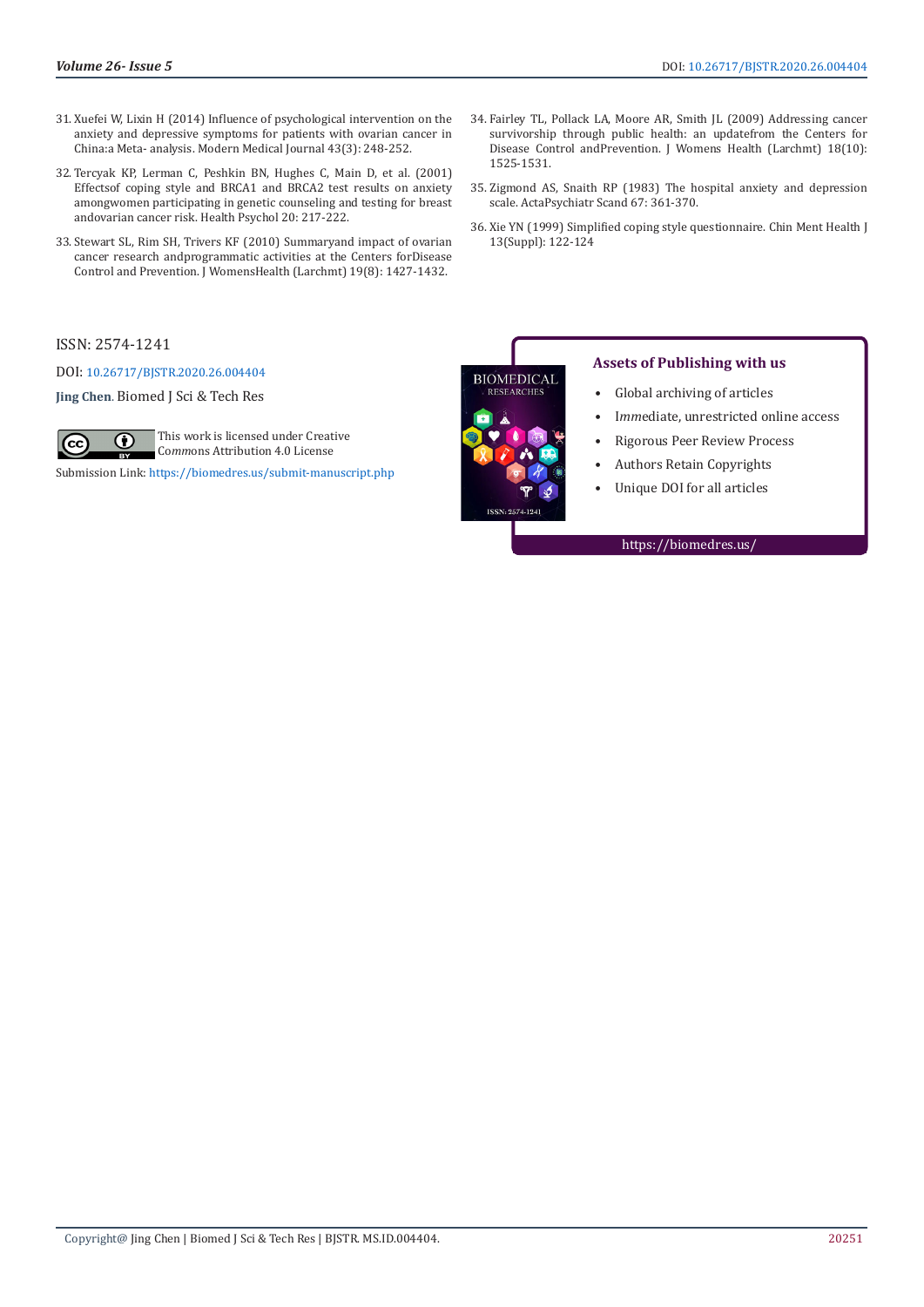31. Xuefei W, Lixin H (2014) Influence of psychological intervention on the anxiety and depressive symptoms for patients with ovarian cancer in China:a Meta- analysis. Modern Medical Journal 43(3): 248-252.
32. Tercyak KP, Lerman C, Peshkin BN, Hughes C, Main D, et al. (2001) Effectsof coping style and BRCA1 and BRCA2 test results on anxiety amongwomen participating in genetic counseling and testing for breast andovarian cancer risk. Health Psychol 20: 217-222.
33. Stewart SL, Rim SH, Trivers KF (2010) Summaryand impact of ovarian cancer research andprogrammatic activities at the Centers forDisease Control and Prevention. J WomensHealth (Larchmt) 19(8): 1427-1432.
34. Fairley TL, Pollack LA, Moore AR, Smith JL (2009) Addressing cancer survivorship through public health: an updatefrom the Centers for Disease Control andPrevention. J Womens Health (Larchmt) 18(10): 1525-1531.
35. Zigmond AS, Snaith RP (1983) The hospital anxiety and depression scale. ActaPsychiatr Scand 67: 361-370.
36. Xie YN (1999) Simplified coping style questionnaire. Chin Ment Health J 13(Suppl): 122-124

ISSN: 2574-1241

DOI: 10.26717/BJSTR.2020.26.004404

**Jing Chen**. Biomed J Sci & Tech Res

This work is licensed under Creative Commons Attribution 4.0 License

Submission Link: https://biomedres.us/submit-manuscript.php

BIOMEDICAL RESEARCHES

ISSN: 2574-1241

**Assets of Publishing with us**

- Global archiving of articles
- Immediate, unrestricted online access
- Rigorous Peer Review Process
- Authors Retain Copyrights
- Unique DOI for all articles

https://biomedres.us/